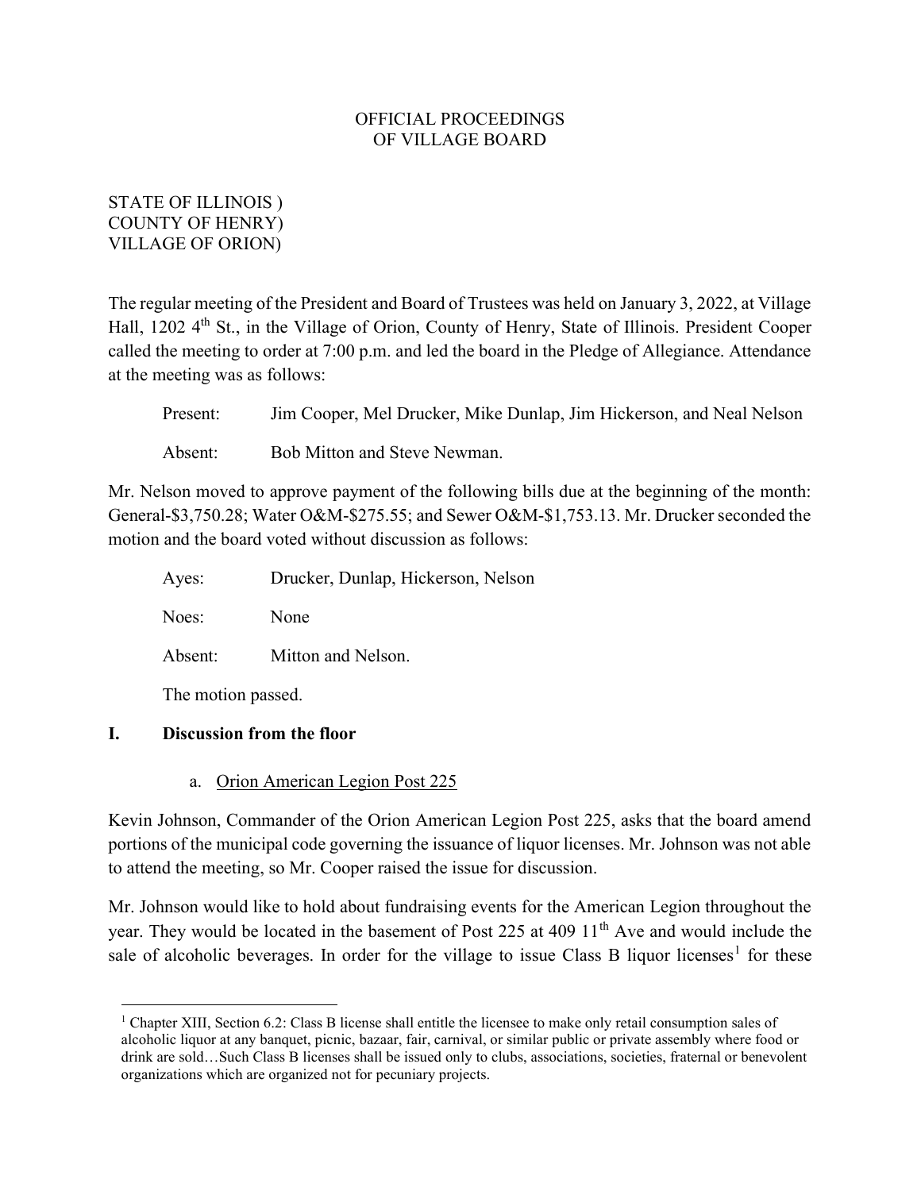OFFICIAL PROCEEDINGS
OF VILLAGE BOARD

STATE OF ILLINOIS )
COUNTY OF HENRY)
VILLAGE OF ORION)

The regular meeting of the President and Board of Trustees was held on January 3, 2022, at Village Hall, 1202 4th St., in the Village of Orion, County of Henry, State of Illinois. President Cooper called the meeting to order at 7:00 p.m. and led the board in the Pledge of Allegiance. Attendance at the meeting was as follows:

Present: Jim Cooper, Mel Drucker, Mike Dunlap, Jim Hickerson, and Neal Nelson

Absent: Bob Mitton and Steve Newman.

Mr. Nelson moved to approve payment of the following bills due at the beginning of the month: General-$3,750.28; Water O&M-$275.55; and Sewer O&M-$1,753.13. Mr. Drucker seconded the motion and the board voted without discussion as follows:

Ayes: Drucker, Dunlap, Hickerson, Nelson

Noes: None

Absent: Mitton and Nelson.

The motion passed.

## I. Discussion from the floor

a. Orion American Legion Post 225

Kevin Johnson, Commander of the Orion American Legion Post 225, asks that the board amend portions of the municipal code governing the issuance of liquor licenses. Mr. Johnson was not able to attend the meeting, so Mr. Cooper raised the issue for discussion.

Mr. Johnson would like to hold about fundraising events for the American Legion throughout the year. They would be located in the basement of Post 225 at 409 11th Ave and would include the sale of alcoholic beverages. In order for the village to issue Class B liquor licenses[1] for these

[1] Chapter XIII, Section 6.2: Class B license shall entitle the licensee to make only retail consumption sales of alcoholic liquor at any banquet, picnic, bazaar, fair, carnival, or similar public or private assembly where food or drink are sold…Such Class B licenses shall be issued only to clubs, associations, societies, fraternal or benevolent organizations which are organized not for pecuniary projects.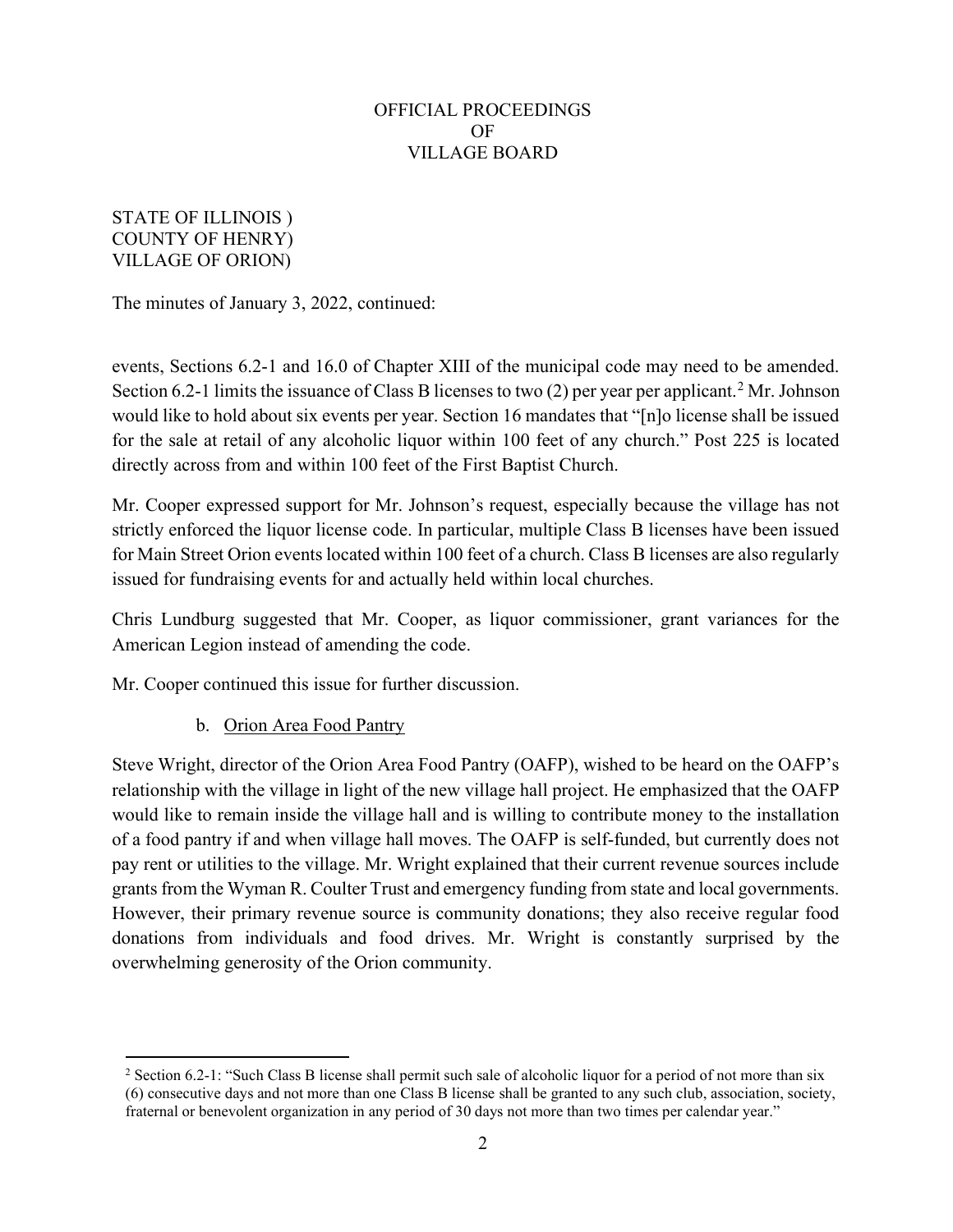OFFICIAL PROCEEDINGS
OF
VILLAGE BOARD

STATE OF ILLINOIS )
COUNTY OF HENRY)
VILLAGE OF ORION)

The minutes of January 3, 2022, continued:

events, Sections 6.2-1 and 16.0 of Chapter XIII of the municipal code may need to be amended. Section 6.2-1 limits the issuance of Class B licenses to two (2) per year per applicant.[2] Mr. Johnson would like to hold about six events per year. Section 16 mandates that "[n]o license shall be issued for the sale at retail of any alcoholic liquor within 100 feet of any church." Post 225 is located directly across from and within 100 feet of the First Baptist Church.

Mr. Cooper expressed support for Mr. Johnson's request, especially because the village has not strictly enforced the liquor license code. In particular, multiple Class B licenses have been issued for Main Street Orion events located within 100 feet of a church. Class B licenses are also regularly issued for fundraising events for and actually held within local churches.

Chris Lundburg suggested that Mr. Cooper, as liquor commissioner, grant variances for the American Legion instead of amending the code.

Mr. Cooper continued this issue for further discussion.

b. Orion Area Food Pantry

Steve Wright, director of the Orion Area Food Pantry (OAFP), wished to be heard on the OAFP's relationship with the village in light of the new village hall project. He emphasized that the OAFP would like to remain inside the village hall and is willing to contribute money to the installation of a food pantry if and when village hall moves. The OAFP is self-funded, but currently does not pay rent or utilities to the village. Mr. Wright explained that their current revenue sources include grants from the Wyman R. Coulter Trust and emergency funding from state and local governments. However, their primary revenue source is community donations; they also receive regular food donations from individuals and food drives. Mr. Wright is constantly surprised by the overwhelming generosity of the Orion community.

[2] Section 6.2-1: "Such Class B license shall permit such sale of alcoholic liquor for a period of not more than six (6) consecutive days and not more than one Class B license shall be granted to any such club, association, society, fraternal or benevolent organization in any period of 30 days not more than two times per calendar year."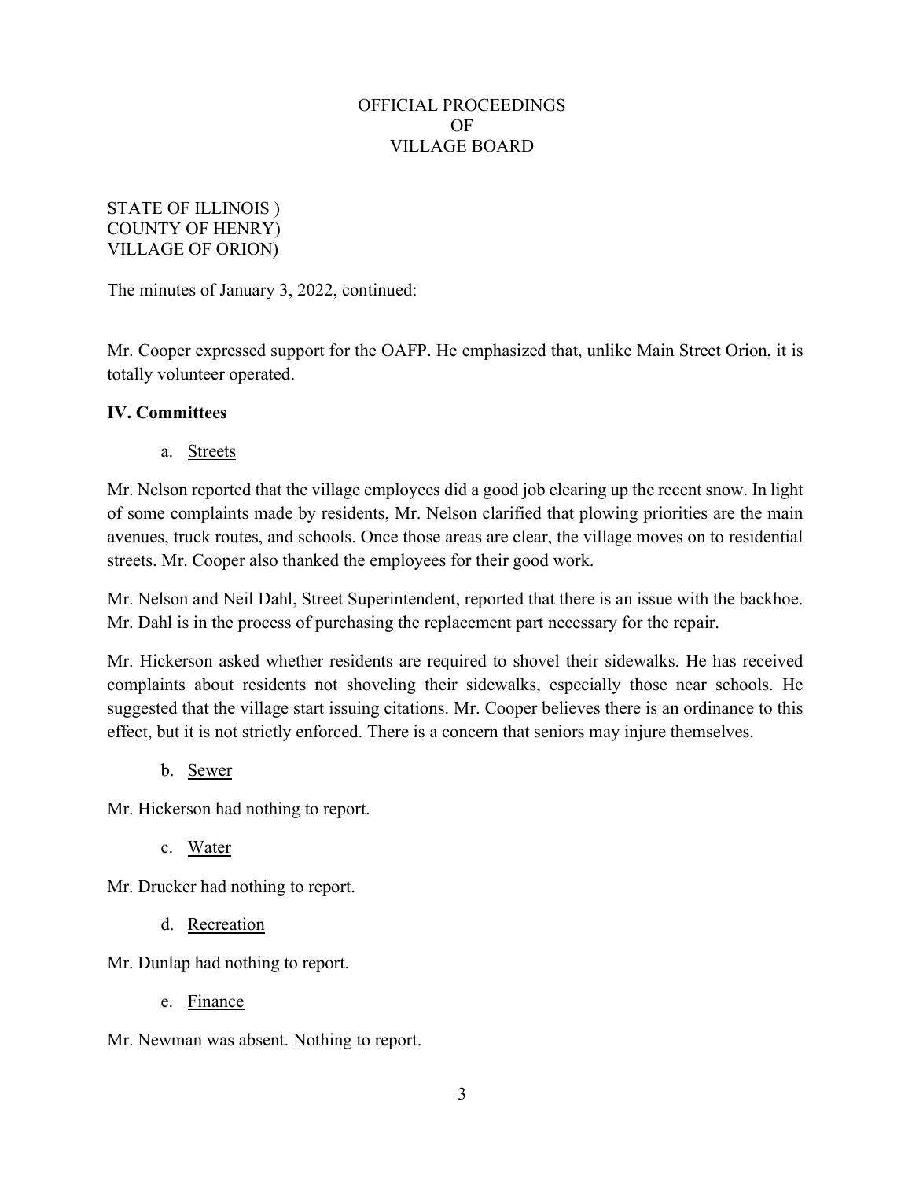OFFICIAL PROCEEDINGS
OF
VILLAGE BOARD

STATE OF ILLINOIS )
COUNTY OF HENRY)
VILLAGE OF ORION)

The minutes of January 3, 2022, continued:

Mr. Cooper expressed support for the OAFP. He emphasized that, unlike Main Street Orion, it is totally volunteer operated.

**IV. Committees**

a. Streets

Mr. Nelson reported that the village employees did a good job clearing up the recent snow. In light of some complaints made by residents, Mr. Nelson clarified that plowing priorities are the main avenues, truck routes, and schools. Once those areas are clear, the village moves on to residential streets. Mr. Cooper also thanked the employees for their good work.

Mr. Nelson and Neil Dahl, Street Superintendent, reported that there is an issue with the backhoe. Mr. Dahl is in the process of purchasing the replacement part necessary for the repair.

Mr. Hickerson asked whether residents are required to shovel their sidewalks. He has received complaints about residents not shoveling their sidewalks, especially those near schools. He suggested that the village start issuing citations. Mr. Cooper believes there is an ordinance to this effect, but it is not strictly enforced. There is a concern that seniors may injure themselves.

b. Sewer

Mr. Hickerson had nothing to report.

c. Water

Mr. Drucker had nothing to report.

d. Recreation

Mr. Dunlap had nothing to report.

e. Finance

Mr. Newman was absent. Nothing to report.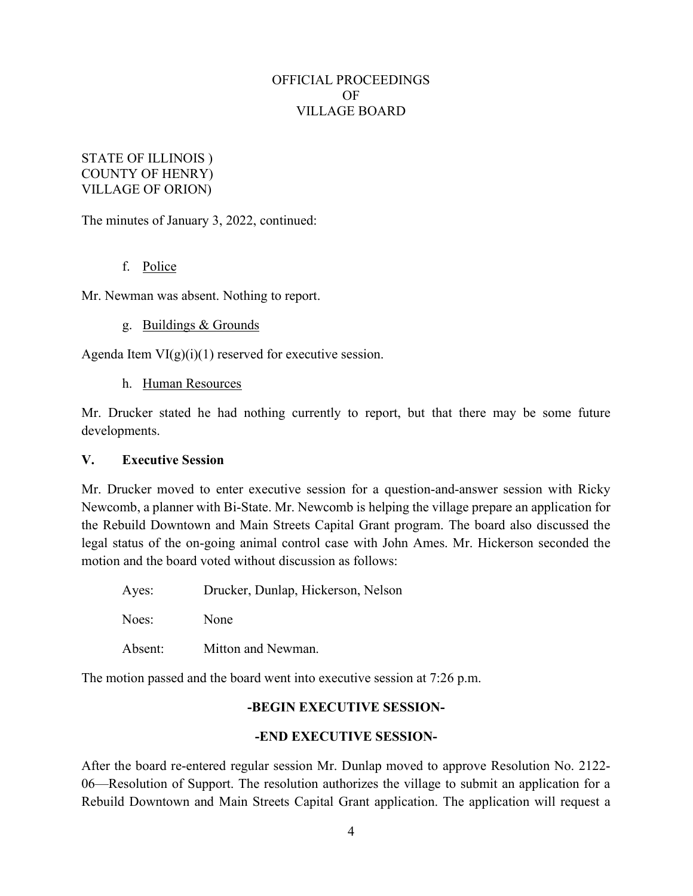OFFICIAL PROCEEDINGS
OF
VILLAGE BOARD

STATE OF ILLINOIS )
COUNTY OF HENRY)
VILLAGE OF ORION)

The minutes of January 3, 2022, continued:

f. Police

Mr. Newman was absent. Nothing to report.

g. Buildings & Grounds

Agenda Item VI(g)(i)(1) reserved for executive session.

h. Human Resources

Mr. Drucker stated he had nothing currently to report, but that there may be some future developments.

## V. Executive Session

Mr. Drucker moved to enter executive session for a question-and-answer session with Ricky Newcomb, a planner with Bi-State. Mr. Newcomb is helping the village prepare an application for the Rebuild Downtown and Main Streets Capital Grant program. The board also discussed the legal status of the on-going animal control case with John Ames. Mr. Hickerson seconded the motion and the board voted without discussion as follows:

Ayes: Drucker, Dunlap, Hickerson, Nelson

Noes: None

Absent: Mitton and Newman.

The motion passed and the board went into executive session at 7:26 p.m.

**-BEGIN EXECUTIVE SESSION-**

**-END EXECUTIVE SESSION-**

After the board re-entered regular session Mr. Dunlap moved to approve Resolution No. 2122-06—Resolution of Support. The resolution authorizes the village to submit an application for a Rebuild Downtown and Main Streets Capital Grant application. The application will request a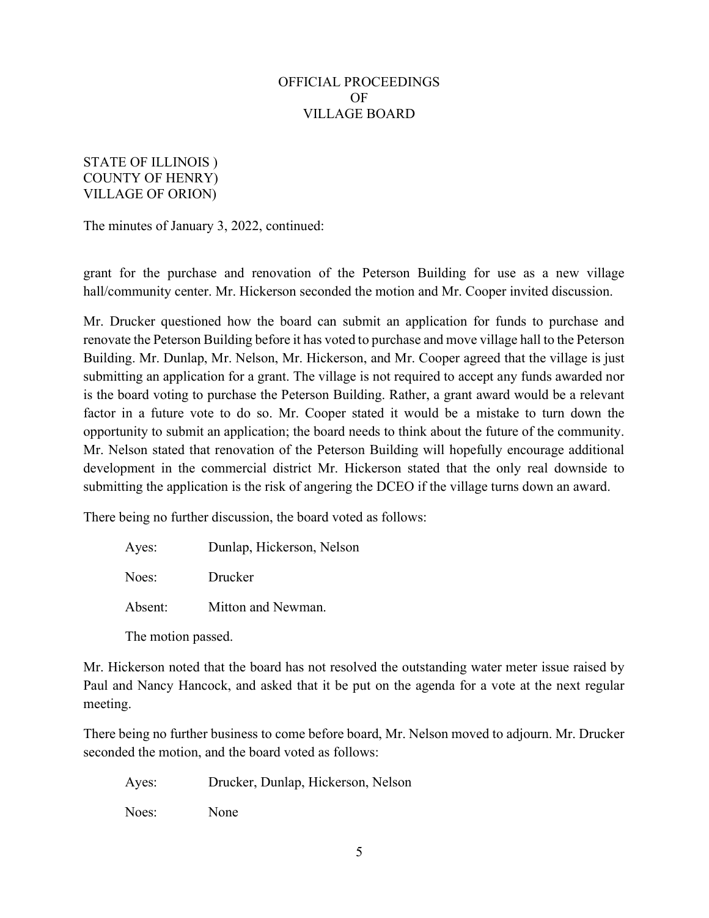OFFICIAL PROCEEDINGS
OF
VILLAGE BOARD

STATE OF ILLINOIS )
COUNTY OF HENRY)
VILLAGE OF ORION)

The minutes of January 3, 2022, continued:

grant for the purchase and renovation of the Peterson Building for use as a new village hall/community center. Mr. Hickerson seconded the motion and Mr. Cooper invited discussion.

Mr. Drucker questioned how the board can submit an application for funds to purchase and renovate the Peterson Building before it has voted to purchase and move village hall to the Peterson Building. Mr. Dunlap, Mr. Nelson, Mr. Hickerson, and Mr. Cooper agreed that the village is just submitting an application for a grant. The village is not required to accept any funds awarded nor is the board voting to purchase the Peterson Building. Rather, a grant award would be a relevant factor in a future vote to do so. Mr. Cooper stated it would be a mistake to turn down the opportunity to submit an application; the board needs to think about the future of the community. Mr. Nelson stated that renovation of the Peterson Building will hopefully encourage additional development in the commercial district Mr. Hickerson stated that the only real downside to submitting the application is the risk of angering the DCEO if the village turns down an award.

There being no further discussion, the board voted as follows:

Ayes: Dunlap, Hickerson, Nelson

Noes: Drucker

Absent: Mitton and Newman.

The motion passed.

Mr. Hickerson noted that the board has not resolved the outstanding water meter issue raised by Paul and Nancy Hancock, and asked that it be put on the agenda for a vote at the next regular meeting.

There being no further business to come before board, Mr. Nelson moved to adjourn. Mr. Drucker seconded the motion, and the board voted as follows:

Ayes: Drucker, Dunlap, Hickerson, Nelson

Noes: None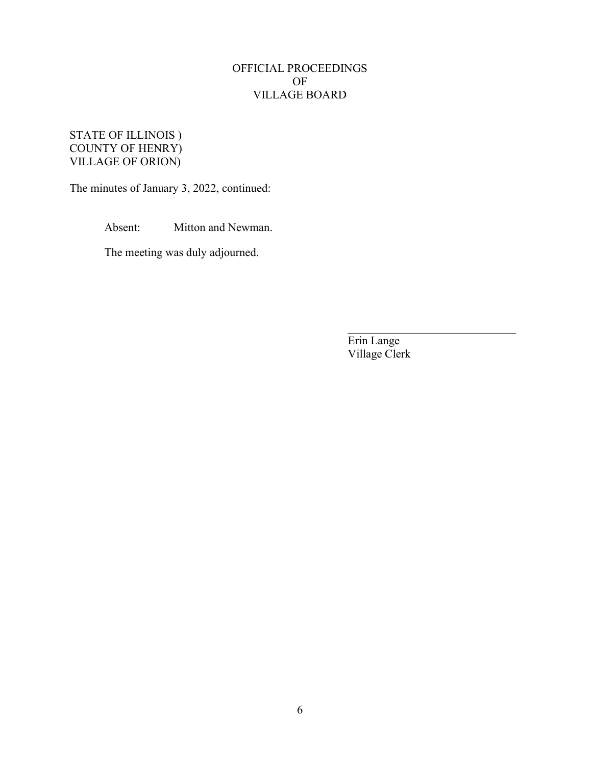OFFICIAL PROCEEDINGS
OF
VILLAGE BOARD

STATE OF ILLINOIS )
COUNTY OF HENRY)
VILLAGE OF ORION)

The minutes of January 3, 2022, continued:

Absent: Mitton and Newman.

The meeting was duly adjourned.

\_\_\_\_\_\_\_\_\_\_\_\_\_\_\_\_\_\_\_\_\_\_\_\_\_\_\_\_\_\_
Erin Lange
Village Clerk